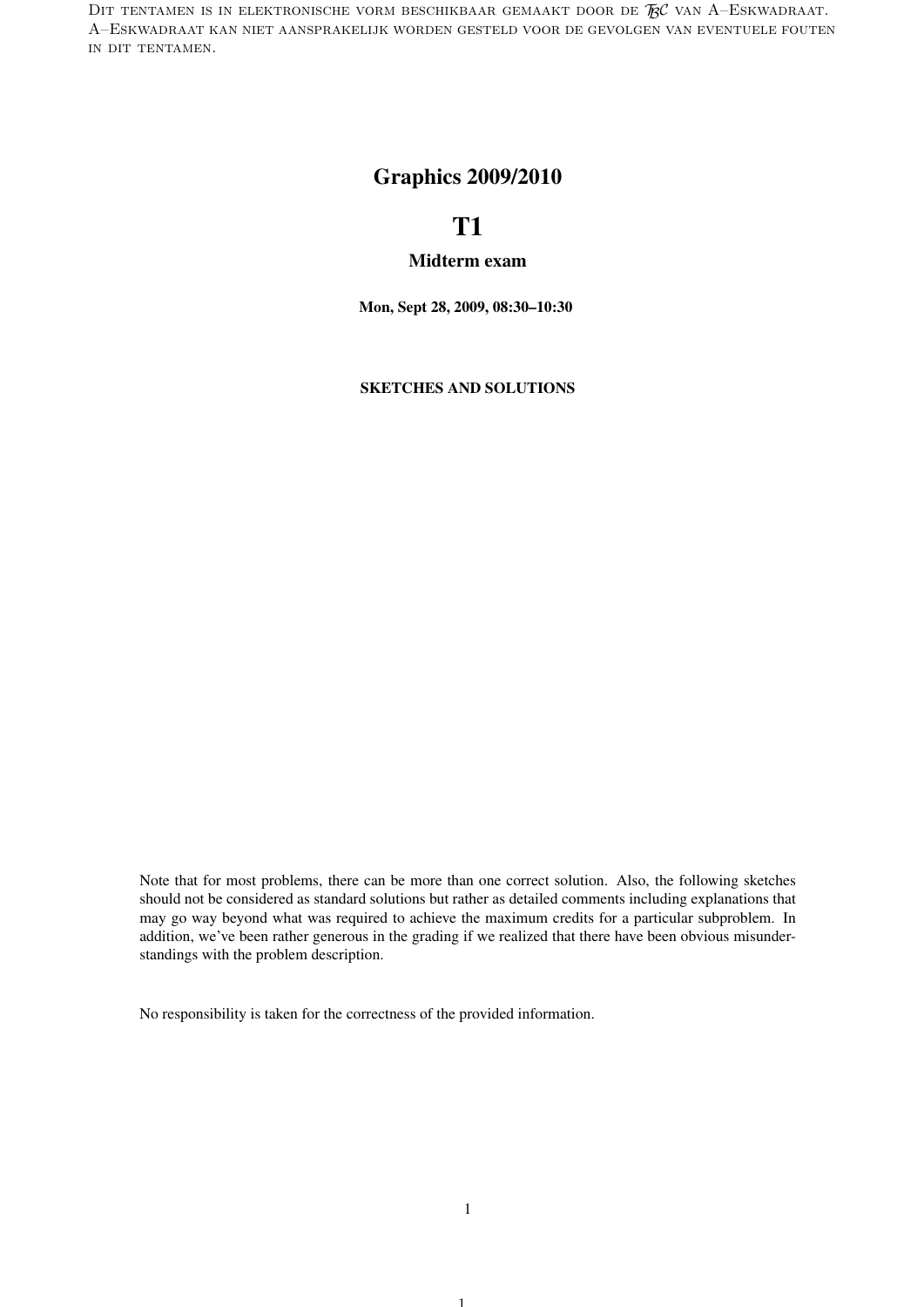Dit tentamen is in elektronische vorm beschikbaar gemaakt door de $\mathcal{TBC}$ van A–Eskwadraat. A–Eskwadraat kan niet aansprakelijk worden gesteld voor de gevolgen van eventuele fouten in dit tentamen.

# Graphics 2009/2010

# T1

## Midterm exam

**Mon, Sept 28, 2009, 08:30–10:30**

**SKETCHES AND SOLUTIONS**

Note that for most problems, there can be more than one correct solution. Also, the following sketches should not be considered as standard solutions but rather as detailed comments including explanations that may go way beyond what was required to achieve the maximum credits for a particular subproblem. In addition, we've been rather generous in the grading if we realized that there have been obvious misunderstandings with the problem description.

No responsibility is taken for the correctness of the provided information.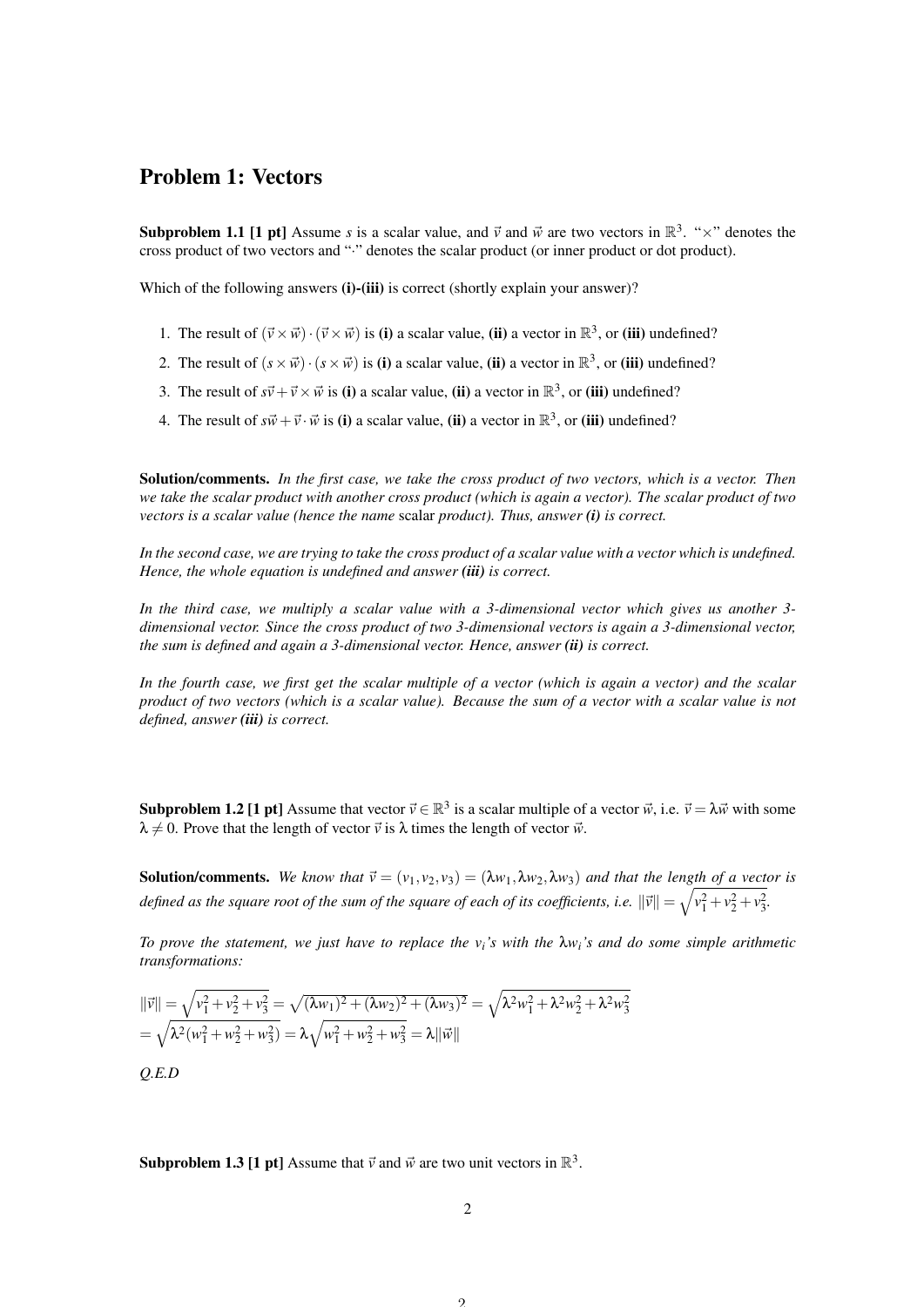## Problem 1: Vectors

**Subproblem 1.1 [1 pt]** Assume $s$ is a scalar value, and $\vec{v}$ and $\vec{w}$ are two vectors in $\mathbb{R}^3$. "$\times$" denotes the cross product of two vectors and "$\cdot$" denotes the scalar product (or inner product or dot product).

Which of the following answers **(i)-(iii)** is correct (shortly explain your answer)?

1. The result of $(\vec{v} \times \vec{w}) \cdot (\vec{v} \times \vec{w})$ is **(i)** a scalar value, **(ii)** a vector in $\mathbb{R}^3$, or **(iii)** undefined?
2. The result of $(s \times \vec{w}) \cdot (s \times \vec{w})$ is **(i)** a scalar value, **(ii)** a vector in $\mathbb{R}^3$, or **(iii)** undefined?
3. The result of $s\vec{v} + \vec{v} \times \vec{w}$ is **(i)** a scalar value, **(ii)** a vector in $\mathbb{R}^3$, or **(iii)** undefined?
4. The result of $s\vec{w} + \vec{v} \cdot \vec{w}$ is **(i)** a scalar value, **(ii)** a vector in $\mathbb{R}^3$, or **(iii)** undefined?

**Solution/comments.** *In the first case, we take the cross product of two vectors, which is a vector. Then we take the scalar product with another cross product (which is again a vector). The scalar product of two vectors is a scalar value (hence the name* scalar *product). Thus, answer* ***(i)*** *is correct.*

*In the second case, we are trying to take the cross product of a scalar value with a vector which is undefined. Hence, the whole equation is undefined and answer* ***(iii)*** *is correct.*

*In the third case, we multiply a scalar value with a 3-dimensional vector which gives us another 3-dimensional vector. Since the cross product of two 3-dimensional vectors is again a 3-dimensional vector, the sum is defined and again a 3-dimensional vector. Hence, answer* ***(ii)*** *is correct.*

*In the fourth case, we first get the scalar multiple of a vector (which is again a vector) and the scalar product of two vectors (which is a scalar value). Because the sum of a vector with a scalar value is not defined, answer* ***(iii)*** *is correct.*

**Subproblem 1.2 [1 pt]** Assume that vector $\vec{v} \in \mathbb{R}^3$ is a scalar multiple of a vector $\vec{w}$, i.e. $\vec{v} = \lambda\vec{w}$ with some $\lambda \neq 0$. Prove that the length of vector $\vec{v}$ is $\lambda$ times the length of vector $\vec{w}$.

**Solution/comments.** *We know that $\vec{v} = (v_1, v_2, v_3) = (\lambda w_1, \lambda w_2, \lambda w_3)$ and that the length of a vector is defined as the square root of the sum of the square of each of its coefficients, i.e. $\|\vec{v}\| = \sqrt{v_1^2 + v_2^2 + v_3^2}$.*

*To prove the statement, we just have to replace the $v_i$'s with the $\lambda w_i$'s and do some simple arithmetic transformations:*

$$\|\vec{v}\| = \sqrt{v_1^2 + v_2^2 + v_3^2} = \sqrt{(\lambda w_1)^2 + (\lambda w_2)^2 + (\lambda w_3)^2} = \sqrt{\lambda^2 w_1^2 + \lambda^2 w_2^2 + \lambda^2 w_3^2}$$
$$= \sqrt{\lambda^2 (w_1^2 + w_2^2 + w_3^2)} = \lambda\sqrt{w_1^2 + w_2^2 + w_3^2} = \lambda\|\vec{w}\|$$

*Q.E.D*

**Subproblem 1.3 [1 pt]** Assume that $\vec{v}$ and $\vec{w}$ are two unit vectors in $\mathbb{R}^3$.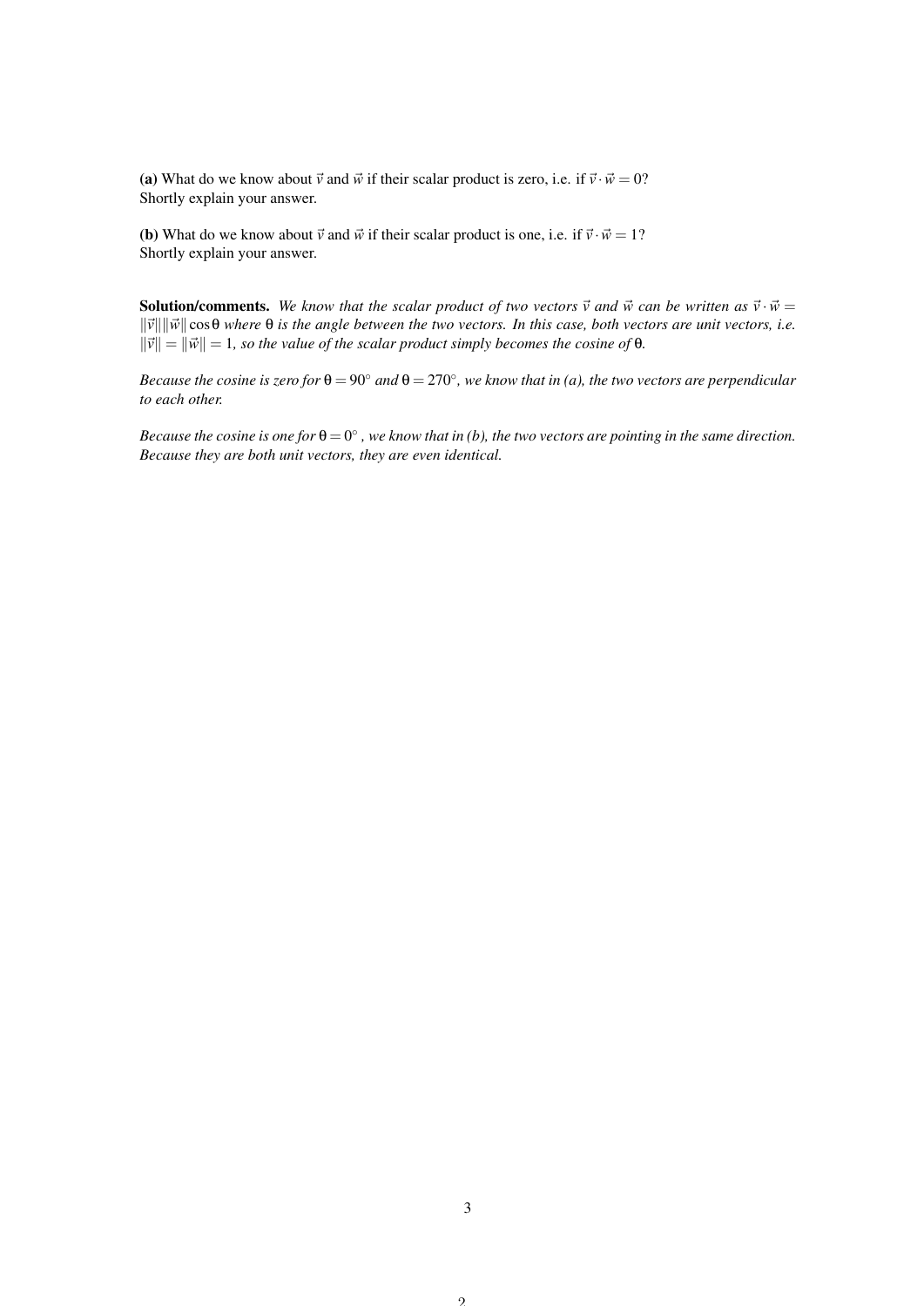**(a)** What do we know about $\vec{v}$ and $\vec{w}$ if their scalar product is zero, i.e. if $\vec{v} \cdot \vec{w} = 0$?
Shortly explain your answer.

**(b)** What do we know about $\vec{v}$ and $\vec{w}$ if their scalar product is one, i.e. if $\vec{v} \cdot \vec{w} = 1$?
Shortly explain your answer.

**Solution/comments.** *We know that the scalar product of two vectors $\vec{v}$ and $\vec{w}$ can be written as $\vec{v} \cdot \vec{w} = \|\vec{v}\|\|\vec{w}\| \cos\theta$ where $\theta$ is the angle between the two vectors. In this case, both vectors are unit vectors, i.e. $\|\vec{v}\| = \|\vec{w}\| = 1$, so the value of the scalar product simply becomes the cosine of $\theta$.*

*Because the cosine is zero for $\theta = 90^\circ$ and $\theta = 270^\circ$, we know that in (a), the two vectors are perpendicular to each other.*

*Because the cosine is one for $\theta = 0^\circ$, we know that in (b), the two vectors are pointing in the same direction. Because they are both unit vectors, they are even identical.*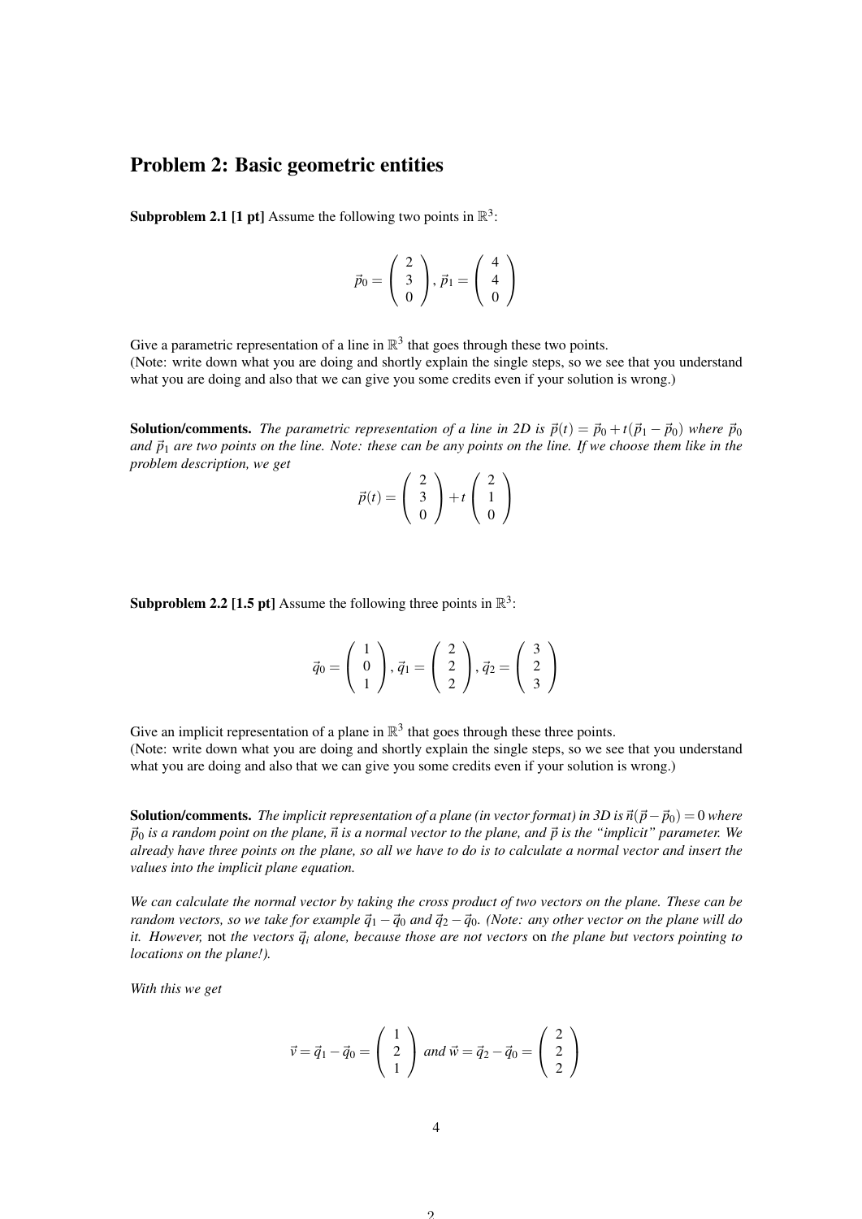## Problem 2: Basic geometric entities

**Subproblem 2.1 [1 pt]** Assume the following two points in $\mathbb{R}^3$:

$$\vec{p}_0 = \begin{pmatrix} 2 \\ 3 \\ 0 \end{pmatrix}, \vec{p}_1 = \begin{pmatrix} 4 \\ 4 \\ 0 \end{pmatrix}$$

Give a parametric representation of a line in $\mathbb{R}^3$ that goes through these two points.
(Note: write down what you are doing and shortly explain the single steps, so we see that you understand what you are doing and also that we can give you some credits even if your solution is wrong.)

**Solution/comments.** *The parametric representation of a line in 2D is $\vec{p}(t) = \vec{p}_0 + t(\vec{p}_1 - \vec{p}_0)$ where $\vec{p}_0$ and $\vec{p}_1$ are two points on the line. Note: these can be any points on the line. If we choose them like in the problem description, we get*

$$\vec{p}(t) = \begin{pmatrix} 2 \\ 3 \\ 0 \end{pmatrix} + t \begin{pmatrix} 2 \\ 1 \\ 0 \end{pmatrix}$$

**Subproblem 2.2 [1.5 pt]** Assume the following three points in $\mathbb{R}^3$:

$$\vec{q}_0 = \begin{pmatrix} 1 \\ 0 \\ 1 \end{pmatrix}, \vec{q}_1 = \begin{pmatrix} 2 \\ 2 \\ 2 \end{pmatrix}, \vec{q}_2 = \begin{pmatrix} 3 \\ 2 \\ 3 \end{pmatrix}$$

Give an implicit representation of a plane in $\mathbb{R}^3$ that goes through these three points.
(Note: write down what you are doing and shortly explain the single steps, so we see that you understand what you are doing and also that we can give you some credits even if your solution is wrong.)

**Solution/comments.** *The implicit representation of a plane (in vector format) in 3D is $\vec{n}(\vec{p} - \vec{p}_0) = 0$ where $\vec{p}_0$ is a random point on the plane, $\vec{n}$ is a normal vector to the plane, and $\vec{p}$ is the "implicit" parameter. We already have three points on the plane, so all we have to do is to calculate a normal vector and insert the values into the implicit plane equation.*

*We can calculate the normal vector by taking the cross product of two vectors on the plane. These can be random vectors, so we take for example $\vec{q}_1 - \vec{q}_0$ and $\vec{q}_2 - \vec{q}_0$. (Note: any other vector on the plane will do it. However,* not *the vectors $\vec{q}_i$ alone, because those are not vectors* on *the plane but vectors pointing to locations on the plane!).*

*With this we get*

$$\vec{v} = \vec{q}_1 - \vec{q}_0 = \begin{pmatrix} 1 \\ 2 \\ 1 \end{pmatrix} \text{ and } \vec{w} = \vec{q}_2 - \vec{q}_0 = \begin{pmatrix} 2 \\ 2 \\ 2 \end{pmatrix}$$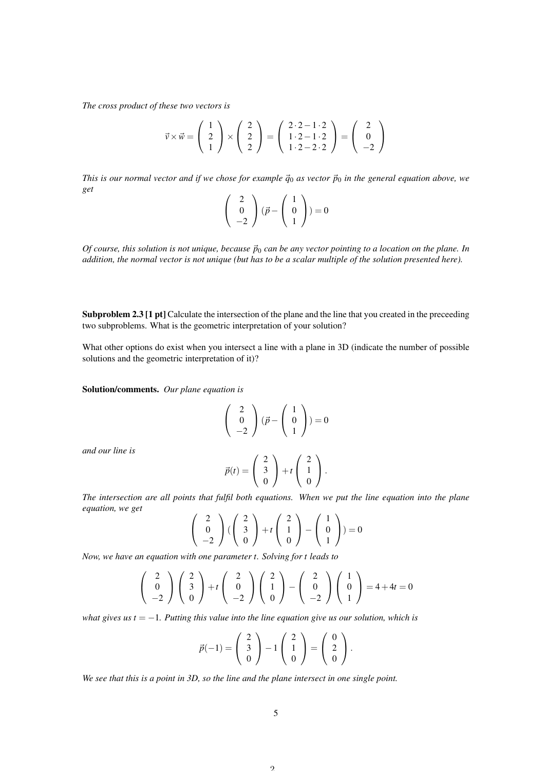*The cross product of these two vectors is*

$$\vec{v} \times \vec{w} = \begin{pmatrix} 1 \\ 2 \\ 1 \end{pmatrix} \times \begin{pmatrix} 2 \\ 2 \\ 2 \end{pmatrix} = \begin{pmatrix} 2 \cdot 2 - 1 \cdot 2 \\ 1 \cdot 2 - 1 \cdot 2 \\ 1 \cdot 2 - 2 \cdot 2 \end{pmatrix} = \begin{pmatrix} 2 \\ 0 \\ -2 \end{pmatrix}$$

*This is our normal vector and if we chose for example $\vec{q}_0$ as vector $\vec{p}_0$ in the general equation above, we get*

$$\begin{pmatrix} 2 \\ 0 \\ -2 \end{pmatrix} (\vec{p} - \begin{pmatrix} 1 \\ 0 \\ 1 \end{pmatrix}) = 0$$

*Of course, this solution is not unique, because $\vec{p}_0$ can be any vector pointing to a location on the plane. In addition, the normal vector is not unique (but has to be a scalar multiple of the solution presented here).*

**Subproblem 2.3 [1 pt]** Calculate the intersection of the plane and the line that you created in the preceeding two subproblems. What is the geometric interpretation of your solution?

What other options do exist when you intersect a line with a plane in 3D (indicate the number of possible solutions and the geometric interpretation of it)?

**Solution/comments.** *Our plane equation is*

$$\begin{pmatrix} 2 \\ 0 \\ -2 \end{pmatrix} (\vec{p} - \begin{pmatrix} 1 \\ 0 \\ 1 \end{pmatrix}) = 0$$

*and our line is*

$$\vec{p}(t) = \begin{pmatrix} 2 \\ 3 \\ 0 \end{pmatrix} + t \begin{pmatrix} 2 \\ 1 \\ 0 \end{pmatrix}.$$

*The intersection are all points that fulfil both equations. When we put the line equation into the plane equation, we get*

$$\begin{pmatrix} 2 \\ 0 \\ -2 \end{pmatrix} (\begin{pmatrix} 2 \\ 3 \\ 0 \end{pmatrix} + t \begin{pmatrix} 2 \\ 1 \\ 0 \end{pmatrix} - \begin{pmatrix} 1 \\ 0 \\ 1 \end{pmatrix}) = 0$$

*Now, we have an equation with one parameter $t$. Solving for $t$ leads to*

$$\begin{pmatrix} 2 \\ 0 \\ -2 \end{pmatrix} \begin{pmatrix} 2 \\ 3 \\ 0 \end{pmatrix} + t \begin{pmatrix} 2 \\ 0 \\ -2 \end{pmatrix} \begin{pmatrix} 2 \\ 1 \\ 0 \end{pmatrix} - \begin{pmatrix} 2 \\ 0 \\ -2 \end{pmatrix} \begin{pmatrix} 1 \\ 0 \\ 1 \end{pmatrix} = 4 + 4t = 0$$

*what gives us $t = -1$. Putting this value into the line equation give us our solution, which is*

$$\vec{p}(-1) = \begin{pmatrix} 2 \\ 3 \\ 0 \end{pmatrix} - 1 \begin{pmatrix} 2 \\ 1 \\ 0 \end{pmatrix} = \begin{pmatrix} 0 \\ 2 \\ 0 \end{pmatrix}.$$

*We see that this is a point in 3D, so the line and the plane intersect in one single point.*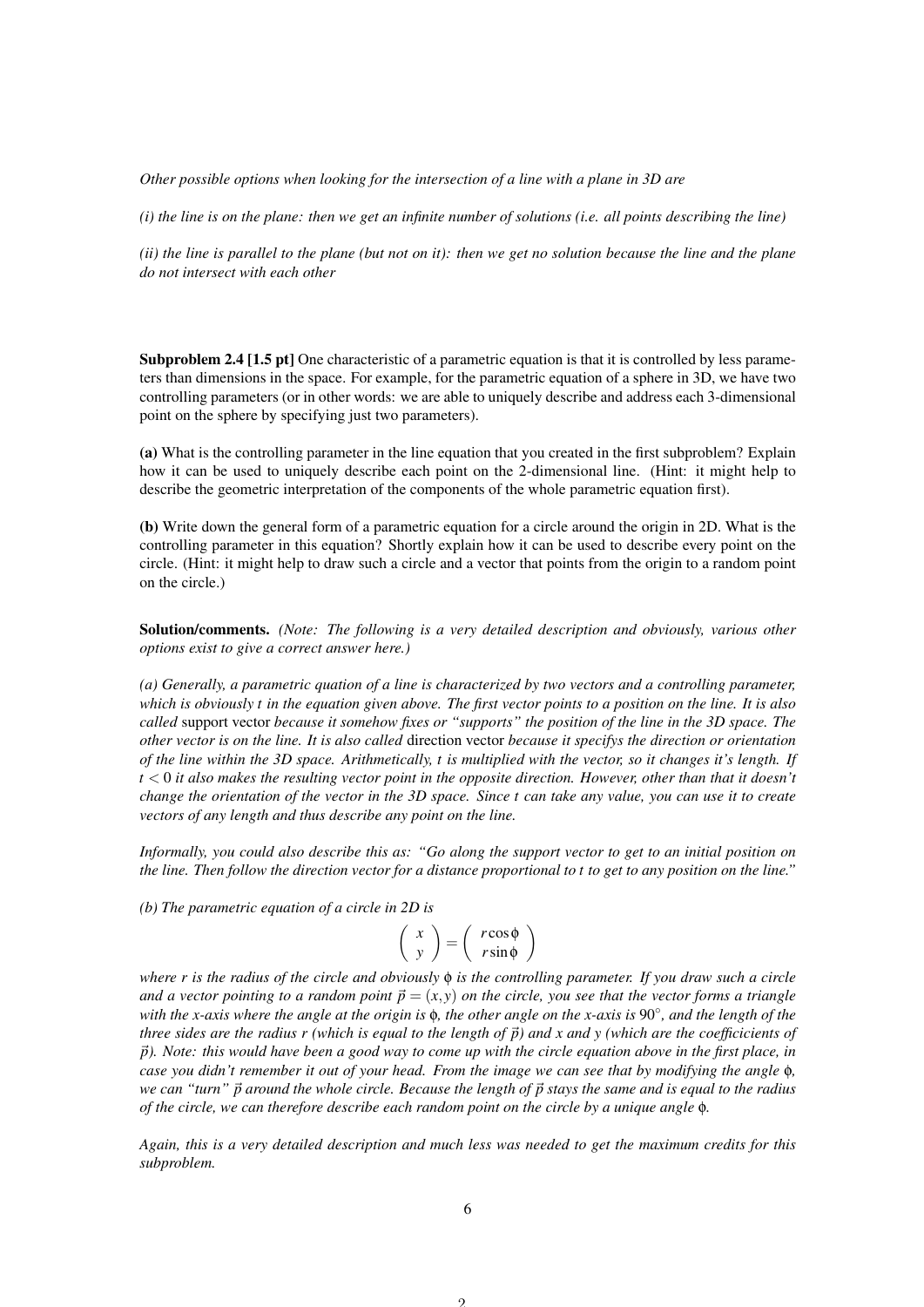*Other possible options when looking for the intersection of a line with a plane in 3D are*

*(i) the line is on the plane: then we get an infinite number of solutions (i.e. all points describing the line)*

*(ii) the line is parallel to the plane (but not on it): then we get no solution because the line and the plane do not intersect with each other*

**Subproblem 2.4 [1.5 pt]** One characteristic of a parametric equation is that it is controlled by less parameters than dimensions in the space. For example, for the parametric equation of a sphere in 3D, we have two controlling parameters (or in other words: we are able to uniquely describe and address each 3-dimensional point on the sphere by specifying just two parameters).

**(a)** What is the controlling parameter in the line equation that you created in the first subproblem? Explain how it can be used to uniquely describe each point on the 2-dimensional line. (Hint: it might help to describe the geometric interpretation of the components of the whole parametric equation first).

**(b)** Write down the general form of a parametric equation for a circle around the origin in 2D. What is the controlling parameter in this equation? Shortly explain how it can be used to describe every point on the circle. (Hint: it might help to draw such a circle and a vector that points from the origin to a random point on the circle.)

**Solution/comments.** *(Note: The following is a very detailed description and obviously, various other options exist to give a correct answer here.)*

*(a) Generally, a parametric quation of a line is characterized by two vectors and a controlling parameter, which is obviously $t$ in the equation given above. The first vector points to a position on the line. It is also called* support vector *because it somehow fixes or "supports" the position of the line in the 3D space. The other vector is on the line. It is also called* direction vector *because it specifys the direction or orientation of the line within the 3D space. Arithmetically, $t$ is multiplied with the vector, so it changes it's length. If $t < 0$ it also makes the resulting vector point in the opposite direction. However, other than that it doesn't change the orientation of the vector in the 3D space. Since $t$ can take any value, you can use it to create vectors of any length and thus describe any point on the line.*

*Informally, you could also describe this as: "Go along the support vector to get to an initial position on the line. Then follow the direction vector for a distance proportional to $t$ to get to any position on the line."*

*(b) The parametric equation of a circle in 2D is*

$$\begin{pmatrix} x \\ y \end{pmatrix} = \begin{pmatrix} r\cos\phi \\ r\sin\phi \end{pmatrix}$$

*where $r$ is the radius of the circle and obviously $\phi$ is the controlling parameter. If you draw such a circle and a vector pointing to a random point $\vec{p} = (x, y)$ on the circle, you see that the vector forms a triangle with the x-axis where the angle at the origin is $\phi$, the other angle on the x-axis is $90^\circ$, and the length of the three sides are the radius $r$ (which is equal to the length of $\vec{p}$) and $x$ and $y$ (which are the coefficicients of $\vec{p}$). Note: this would have been a good way to come up with the circle equation above in the first place, in case you didn't remember it out of your head. From the image we can see that by modifying the angle $\phi$, we can "turn" $\vec{p}$ around the whole circle. Because the length of $\vec{p}$ stays the same and is equal to the radius of the circle, we can therefore describe each random point on the circle by a unique angle $\phi$.*

*Again, this is a very detailed description and much less was needed to get the maximum credits for this subproblem.*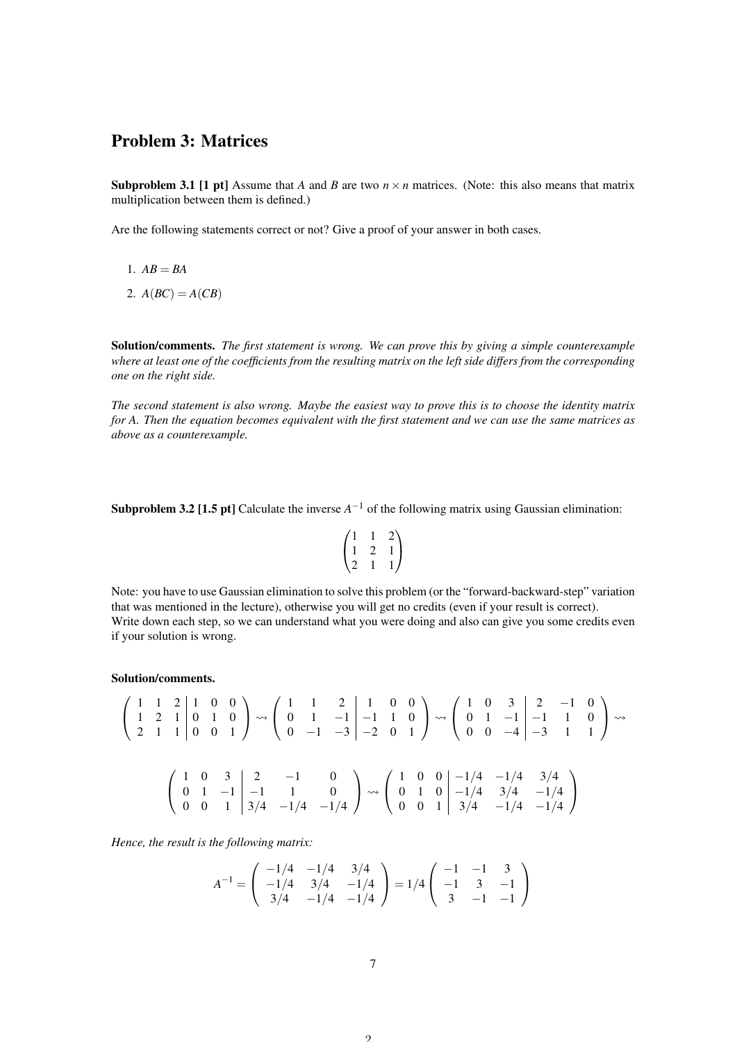## Problem 3: Matrices

**Subproblem 3.1 [1 pt]** Assume that $A$ and $B$ are two $n \times n$ matrices. (Note: this also means that matrix multiplication between them is defined.)

Are the following statements correct or not? Give a proof of your answer in both cases.

1. $AB = BA$
2. $A(BC) = A(CB)$

**Solution/comments.** *The first statement is wrong. We can prove this by giving a simple counterexample where at least one of the coefficients from the resulting matrix on the left side differs from the corresponding one on the right side.*

*The second statement is also wrong. Maybe the easiest way to prove this is to choose the identity matrix for A. Then the equation becomes equivalent with the first statement and we can use the same matrices as above as a counterexample.*

**Subproblem 3.2 [1.5 pt]** Calculate the inverse $A^{-1}$ of the following matrix using Gaussian elimination:

$$\begin{pmatrix} 1 & 1 & 2 \\ 1 & 2 & 1 \\ 2 & 1 & 1 \end{pmatrix}$$

Note: you have to use Gaussian elimination to solve this problem (or the "forward-backward-step" variation that was mentioned in the lecture), otherwise you will get no credits (even if your result is correct).
Write down each step, so we can understand what you were doing and also can give you some credits even if your solution is wrong.

**Solution/comments.**

$$\left(\begin{array}{ccc|ccc} 1 & 1 & 2 & 1 & 0 & 0 \\ 1 & 2 & 1 & 0 & 1 & 0 \\ 2 & 1 & 1 & 0 & 0 & 1 \end{array}\right) \rightsquigarrow \left(\begin{array}{ccc|ccc} 1 & 1 & 2 & 1 & 0 & 0 \\ 0 & 1 & -1 & -1 & 1 & 0 \\ 0 & -1 & -3 & -2 & 0 & 1 \end{array}\right) \rightsquigarrow \left(\begin{array}{ccc|ccc} 1 & 0 & 3 & 2 & -1 & 0 \\ 0 & 1 & -1 & -1 & 1 & 0 \\ 0 & 0 & -4 & -3 & 1 & 1 \end{array}\right) \rightsquigarrow$$

$$\left(\begin{array}{ccc|ccc} 1 & 0 & 3 & 2 & -1 & 0 \\ 0 & 1 & -1 & -1 & 1 & 0 \\ 0 & 0 & 1 & 3/4 & -1/4 & -1/4 \end{array}\right) \rightsquigarrow \left(\begin{array}{ccc|ccc} 1 & 0 & 0 & -1/4 & -1/4 & 3/4 \\ 0 & 1 & 0 & -1/4 & 3/4 & -1/4 \\ 0 & 0 & 1 & 3/4 & -1/4 & -1/4 \end{array}\right)$$

*Hence, the result is the following matrix:*

$$A^{-1} = \begin{pmatrix} -1/4 & -1/4 & 3/4 \\ -1/4 & 3/4 & -1/4 \\ 3/4 & -1/4 & -1/4 \end{pmatrix} = 1/4 \begin{pmatrix} -1 & -1 & 3 \\ -1 & 3 & -1 \\ 3 & -1 & -1 \end{pmatrix}$$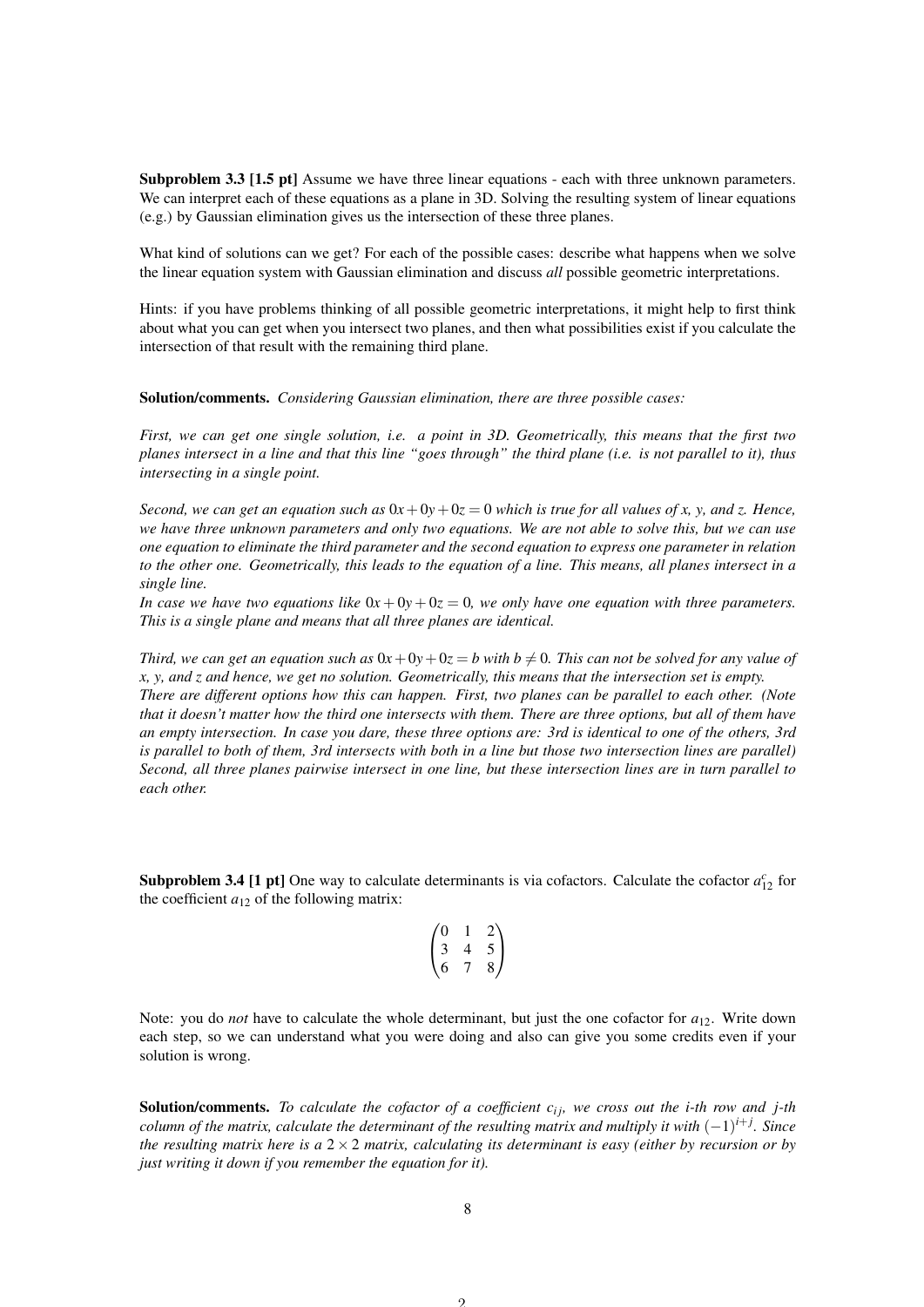**Subproblem 3.3 [1.5 pt]** Assume we have three linear equations - each with three unknown parameters. We can interpret each of these equations as a plane in 3D. Solving the resulting system of linear equations (e.g.) by Gaussian elimination gives us the intersection of these three planes.

What kind of solutions can we get? For each of the possible cases: describe what happens when we solve the linear equation system with Gaussian elimination and discuss *all* possible geometric interpretations.

Hints: if you have problems thinking of all possible geometric interpretations, it might help to first think about what you can get when you intersect two planes, and then what possibilities exist if you calculate the intersection of that result with the remaining third plane.

**Solution/comments.** *Considering Gaussian elimination, there are three possible cases:*

*First, we can get one single solution, i.e. a point in 3D. Geometrically, this means that the first two planes intersect in a line and that this line "goes through" the third plane (i.e. is not parallel to it), thus intersecting in a single point.*

*Second, we can get an equation such as $0x+0y+0z=0$ which is true for all values of x, y, and z. Hence, we have three unknown parameters and only two equations. We are not able to solve this, but we can use one equation to eliminate the third parameter and the second equation to express one parameter in relation to the other one. Geometrically, this leads to the equation of a line. This means, all planes intersect in a single line.*
*In case we have two equations like $0x+0y+0z=0$, we only have one equation with three parameters. This is a single plane and means that all three planes are identical.*

*Third, we can get an equation such as $0x+0y+0z=b$ with $b \neq 0$. This can not be solved for any value of x, y, and z and hence, we get no solution. Geometrically, this means that the intersection set is empty.*
*There are different options how this can happen. First, two planes can be parallel to each other. (Note that it doesn't matter how the third one intersects with them. There are three options, but all of them have an empty intersection. In case you dare, these three options are: 3rd is identical to one of the others, 3rd is parallel to both of them, 3rd intersects with both in a line but those two intersection lines are parallel) Second, all three planes pairwise intersect in one line, but these intersection lines are in turn parallel to each other.*

**Subproblem 3.4 [1 pt]** One way to calculate determinants is via cofactors. Calculate the cofactor $a_{12}^c$ for the coefficient $a_{12}$ of the following matrix:

$$\begin{pmatrix} 0 & 1 & 2 \\ 3 & 4 & 5 \\ 6 & 7 & 8 \end{pmatrix}$$

Note: you do *not* have to calculate the whole determinant, but just the one cofactor for $a_{12}$. Write down each step, so we can understand what you were doing and also can give you some credits even if your solution is wrong.

**Solution/comments.** *To calculate the cofactor of a coefficient $c_{ij}$, we cross out the i-th row and j-th column of the matrix, calculate the determinant of the resulting matrix and multiply it with $(-1)^{i+j}$. Since the resulting matrix here is a $2 \times 2$ matrix, calculating its determinant is easy (either by recursion or by just writing it down if you remember the equation for it).*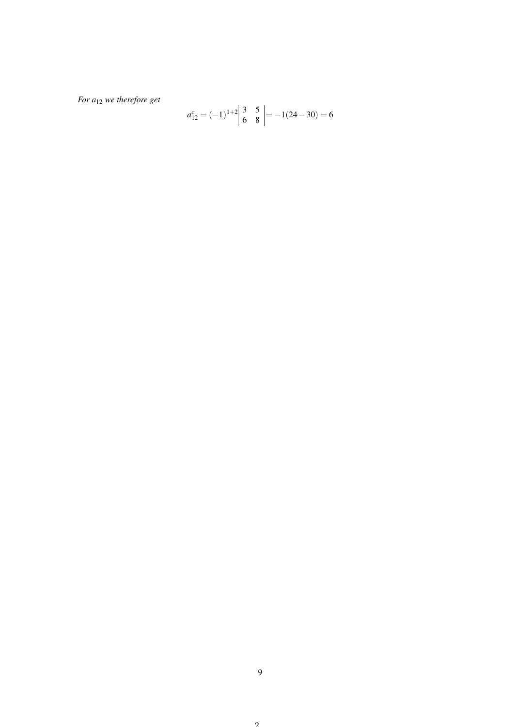*For $a_{12}$ we therefore get*

$$a^c_{12} = (-1)^{1+2}\begin{vmatrix} 3 & 5 \\ 6 & 8 \end{vmatrix} = -1(24-30) = 6$$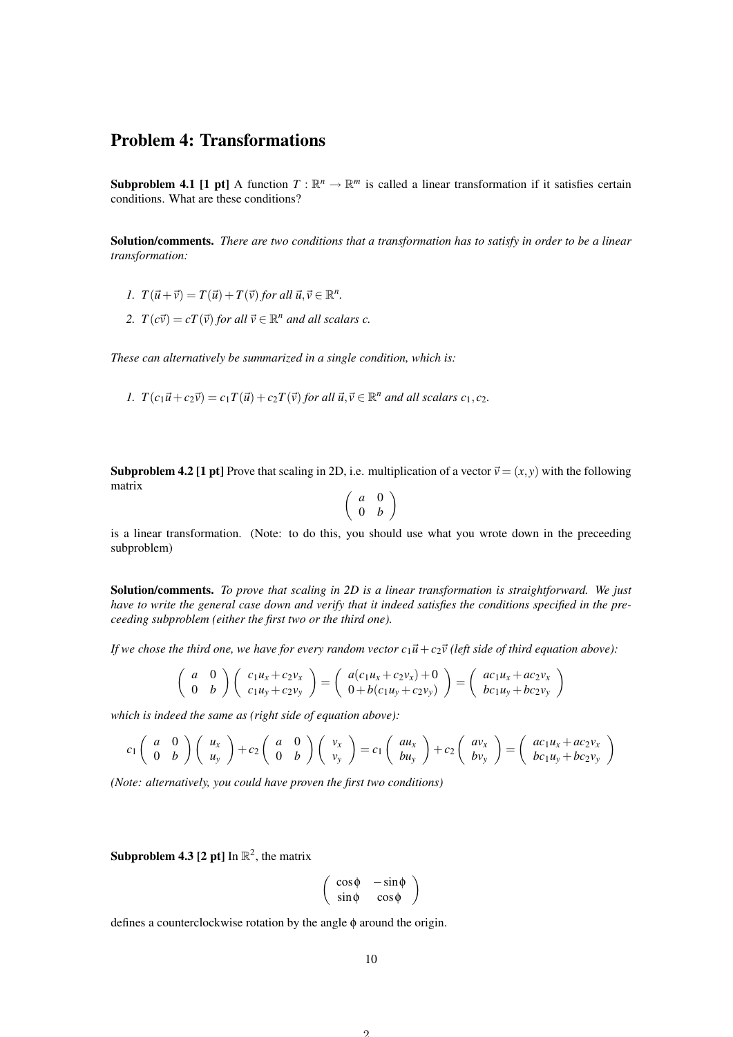## Problem 4: Transformations

**Subproblem 4.1 [1 pt]** A function $T : \mathbb{R}^n \to \mathbb{R}^m$ is called a linear transformation if it satisfies certain conditions. What are these conditions?

**Solution/comments.** *There are two conditions that a transformation has to satisfy in order to be a linear transformation:*

1. $T(\vec{u}+\vec{v}) = T(\vec{u}) + T(\vec{v})$ *for all* $\vec{u}, \vec{v} \in \mathbb{R}^n$.
2. $T(c\vec{v}) = cT(\vec{v})$ *for all* $\vec{v} \in \mathbb{R}^n$ *and all scalars* $c$.

*These can alternatively be summarized in a single condition, which is:*

1. $T(c_1\vec{u} + c_2\vec{v}) = c_1T(\vec{u}) + c_2T(\vec{v})$ *for all* $\vec{u}, \vec{v} \in \mathbb{R}^n$ *and all scalars* $c_1, c_2$.

**Subproblem 4.2 [1 pt]** Prove that scaling in 2D, i.e. multiplication of a vector $\vec{v} = (x, y)$ with the following matrix

$$\begin{pmatrix} a & 0 \\ 0 & b \end{pmatrix}$$

is a linear transformation. (Note: to do this, you should use what you wrote down in the preceeding subproblem)

**Solution/comments.** *To prove that scaling in 2D is a linear transformation is straightforward. We just have to write the general case down and verify that it indeed satisfies the conditions specified in the preceeding subproblem (either the first two or the third one).*

*If we chose the third one, we have for every random vector* $c_1\vec{u} + c_2\vec{v}$ *(left side of third equation above):*

$$\begin{pmatrix} a & 0 \\ 0 & b \end{pmatrix} \begin{pmatrix} c_1u_x + c_2v_x \\ c_1u_y + c_2v_y \end{pmatrix} = \begin{pmatrix} a(c_1u_x + c_2v_x) + 0 \\ 0 + b(c_1u_y + c_2v_y) \end{pmatrix} = \begin{pmatrix} ac_1u_x + ac_2v_x \\ bc_1u_y + bc_2v_y \end{pmatrix}$$

*which is indeed the same as (right side of equation above):*

$$c_1 \begin{pmatrix} a & 0 \\ 0 & b \end{pmatrix} \begin{pmatrix} u_x \\ u_y \end{pmatrix} + c_2 \begin{pmatrix} a & 0 \\ 0 & b \end{pmatrix} \begin{pmatrix} v_x \\ v_y \end{pmatrix} = c_1 \begin{pmatrix} au_x \\ bu_y \end{pmatrix} + c_2 \begin{pmatrix} av_x \\ bv_y \end{pmatrix} = \begin{pmatrix} ac_1u_x + ac_2v_x \\ bc_1u_y + bc_2v_y \end{pmatrix}$$

*(Note: alternatively, you could have proven the first two conditions)*

**Subproblem 4.3 [2 pt]** In $\mathbb{R}^2$, the matrix

$$\begin{pmatrix} \cos\phi & -\sin\phi \\ \sin\phi & \cos\phi \end{pmatrix}$$

defines a counterclockwise rotation by the angle $\phi$ around the origin.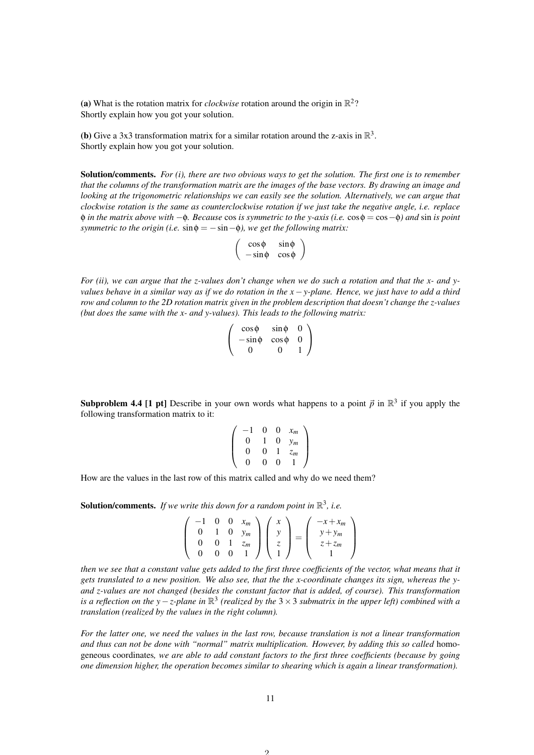**(a)** What is the rotation matrix for *clockwise* rotation around the origin in $\mathbb{R}^2$?
Shortly explain how you got your solution.

**(b)** Give a 3x3 transformation matrix for a similar rotation around the z-axis in $\mathbb{R}^3$.
Shortly explain how you got your solution.

**Solution/comments.** *For (i), there are two obvious ways to get the solution. The first one is to remember that the columns of the transformation matrix are the images of the base vectors. By drawing an image and looking at the trigonometric relationships we can easily see the solution. Alternatively, we can argue that clockwise rotation is the same as counterclockwise rotation if we just take the negative angle, i.e. replace $\phi$ in the matrix above with $-\phi$. Because* cos *is symmetric to the y-axis (i.e. $\cos\phi = \cos -\phi$) and* sin *is point symmetric to the origin (i.e. $\sin\phi = -\sin -\phi$), we get the following matrix:*

$$\begin{pmatrix} \cos\phi & \sin\phi \\ -\sin\phi & \cos\phi \end{pmatrix}$$

*For (ii), we can argue that the z-values don't change when we do such a rotation and that the x- and y-values behave in a similar way as if we do rotation in the $x-y$-plane. Hence, we just have to add a third row and column to the 2D rotation matrix given in the problem description that doesn't change the z-values (but does the same with the x- and y-values). This leads to the following matrix:*

$$\begin{pmatrix} \cos\phi & \sin\phi & 0 \\ -\sin\phi & \cos\phi & 0 \\ 0 & 0 & 1 \end{pmatrix}$$

**Subproblem 4.4 [1 pt]** Describe in your own words what happens to a point $\vec{p}$ in $\mathbb{R}^3$ if you apply the following transformation matrix to it:

$$\begin{pmatrix} -1 & 0 & 0 & x_m \\ 0 & 1 & 0 & y_m \\ 0 & 0 & 1 & z_m \\ 0 & 0 & 0 & 1 \end{pmatrix}$$

How are the values in the last row of this matrix called and why do we need them?

**Solution/comments.** *If we write this down for a random point in $\mathbb{R}^3$, i.e.*

$$\begin{pmatrix} -1 & 0 & 0 & x_m \\ 0 & 1 & 0 & y_m \\ 0 & 0 & 1 & z_m \\ 0 & 0 & 0 & 1 \end{pmatrix} \begin{pmatrix} x \\ y \\ z \\ 1 \end{pmatrix} = \begin{pmatrix} -x + x_m \\ y + y_m \\ z + z_m \\ 1 \end{pmatrix}$$

*then we see that a constant value gets added to the first three coefficients of the vector, what means that it gets translated to a new position. We also see, that the the x-coordinate changes its sign, whereas the y- and z-values are not changed (besides the constant factor that is added, of course). This transformation is a reflection on the $y-z$-plane in $\mathbb{R}^3$ (realized by the $3 \times 3$ submatrix in the upper left) combined with a translation (realized by the values in the right column).*

*For the latter one, we need the values in the last row, because translation is not a linear transformation and thus can not be done with "normal" matrix multiplication. However, by adding this so called* homogeneous coordinates*, we are able to add constant factors to the first three coefficients (because by going one dimension higher, the operation becomes similar to shearing which is again a linear transformation).*